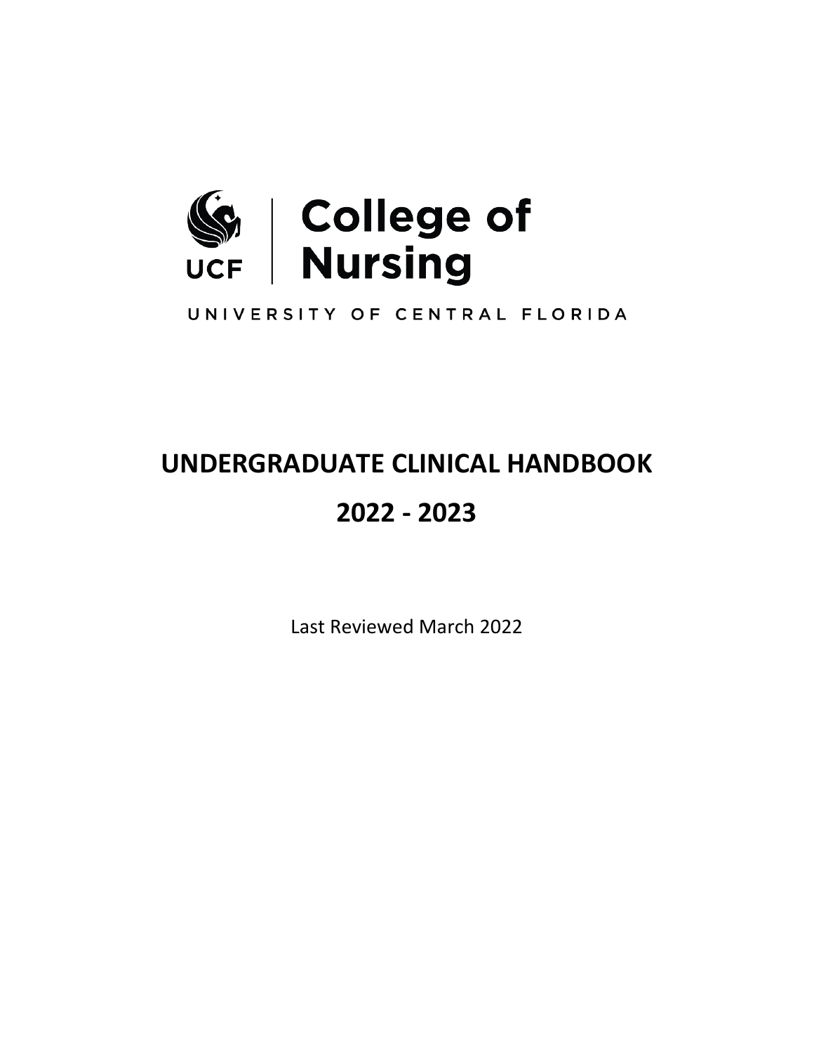UCF | College of Nursing

UNIVERSITY OF CENTRAL FLORIDA

# UNDERGRADUATE CLINICAL HANDBOOK

# 2022 - 2023

Last Reviewed March 2022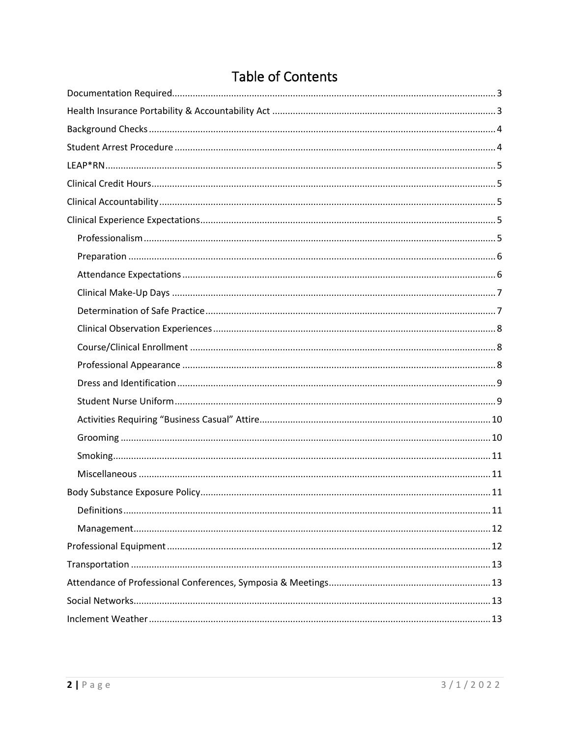# Table of Contents

- Documentation Required ..... 3
- Health Insurance Portability & Accountability Act ..... 3
- Background Checks ..... 4
- Student Arrest Procedure ..... 4
- LEAP*RN ..... 5
- Clinical Credit Hours ..... 5
- Clinical Accountability ..... 5
- Clinical Experience Expectations ..... 5
  - Professionalism ..... 5
  - Preparation ..... 6
  - Attendance Expectations ..... 6
  - Clinical Make-Up Days ..... 7
  - Determination of Safe Practice ..... 7
  - Clinical Observation Experiences ..... 8
  - Course/Clinical Enrollment ..... 8
  - Professional Appearance ..... 8
  - Dress and Identification ..... 9
  - Student Nurse Uniform ..... 9
  - Activities Requiring "Business Casual" Attire ..... 10
  - Grooming ..... 10
  - Smoking ..... 11
  - Miscellaneous ..... 11
- Body Substance Exposure Policy ..... 11
  - Definitions ..... 11
  - Management ..... 12
- Professional Equipment ..... 12
- Transportation ..... 13
- Attendance of Professional Conferences, Symposia & Meetings ..... 13
- Social Networks ..... 13
- Inclement Weather ..... 13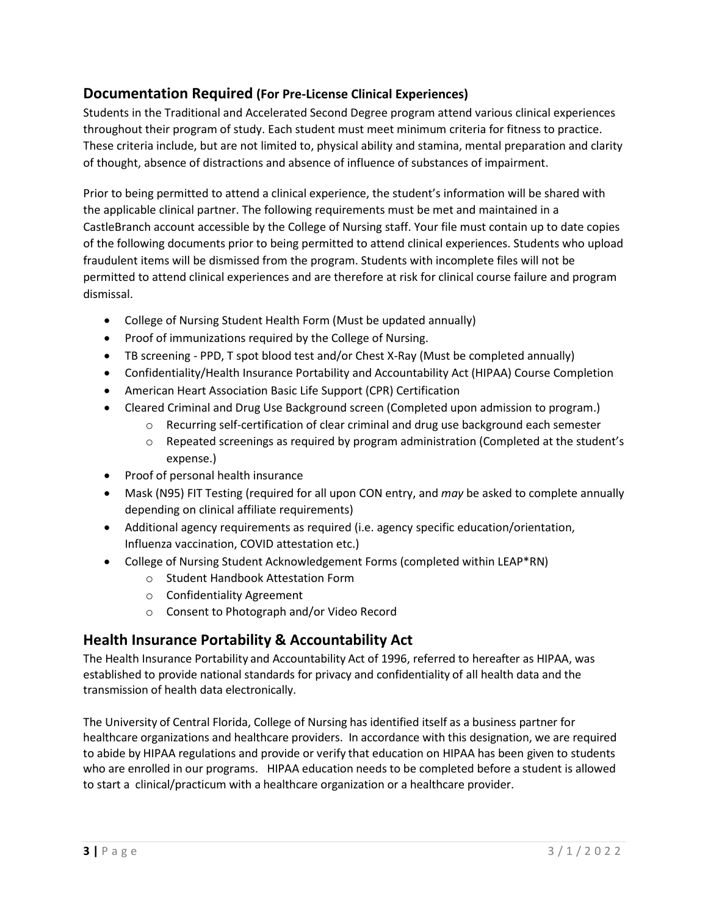## Documentation Required (For Pre-License Clinical Experiences)

Students in the Traditional and Accelerated Second Degree program attend various clinical experiences throughout their program of study. Each student must meet minimum criteria for fitness to practice. These criteria include, but are not limited to, physical ability and stamina, mental preparation and clarity of thought, absence of distractions and absence of influence of substances of impairment.

Prior to being permitted to attend a clinical experience, the student's information will be shared with the applicable clinical partner. The following requirements must be met and maintained in a CastleBranch account accessible by the College of Nursing staff. Your file must contain up to date copies of the following documents prior to being permitted to attend clinical experiences. Students who upload fraudulent items will be dismissed from the program. Students with incomplete files will not be permitted to attend clinical experiences and are therefore at risk for clinical course failure and program dismissal.

- College of Nursing Student Health Form (Must be updated annually)
- Proof of immunizations required by the College of Nursing.
- TB screening - PPD, T spot blood test and/or Chest X-Ray (Must be completed annually)
- Confidentiality/Health Insurance Portability and Accountability Act (HIPAA) Course Completion
- American Heart Association Basic Life Support (CPR) Certification
- Cleared Criminal and Drug Use Background screen (Completed upon admission to program.)
  - Recurring self-certification of clear criminal and drug use background each semester
  - Repeated screenings as required by program administration (Completed at the student's expense.)
- Proof of personal health insurance
- Mask (N95) FIT Testing (required for all upon CON entry, and *may* be asked to complete annually depending on clinical affiliate requirements)
- Additional agency requirements as required (i.e. agency specific education/orientation, Influenza vaccination, COVID attestation etc.)
- College of Nursing Student Acknowledgement Forms (completed within LEAP*RN)
  - Student Handbook Attestation Form
  - Confidentiality Agreement
  - Consent to Photograph and/or Video Record

## Health Insurance Portability & Accountability Act

The Health Insurance Portability and Accountability Act of 1996, referred to hereafter as HIPAA, was established to provide national standards for privacy and confidentiality of all health data and the transmission of health data electronically.

The University of Central Florida, College of Nursing has identified itself as a business partner for healthcare organizations and healthcare providers. In accordance with this designation, we are required to abide by HIPAA regulations and provide or verify that education on HIPAA has been given to students who are enrolled in our programs. HIPAA education needs to be completed before a student is allowed to start a clinical/practicum with a healthcare organization or a healthcare provider.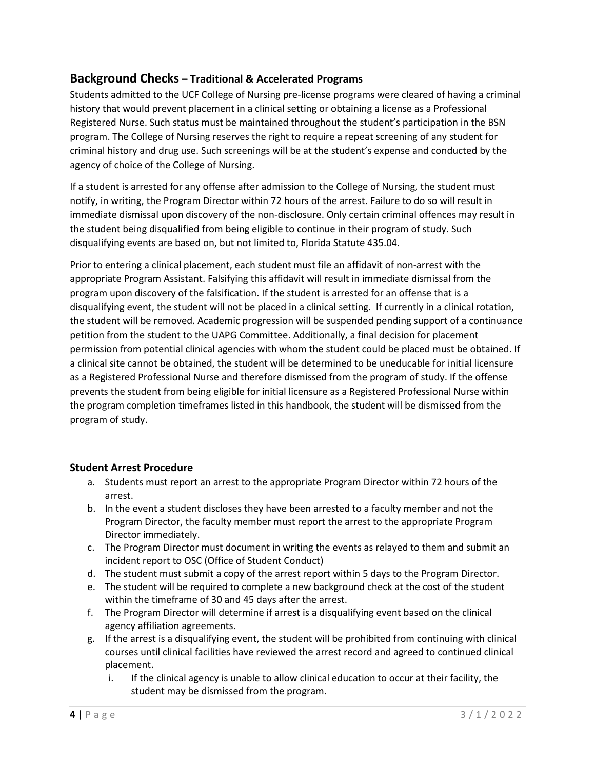## Background Checks – Traditional & Accelerated Programs

Students admitted to the UCF College of Nursing pre-license programs were cleared of having a criminal history that would prevent placement in a clinical setting or obtaining a license as a Professional Registered Nurse. Such status must be maintained throughout the student's participation in the BSN program. The College of Nursing reserves the right to require a repeat screening of any student for criminal history and drug use. Such screenings will be at the student's expense and conducted by the agency of choice of the College of Nursing.

If a student is arrested for any offense after admission to the College of Nursing, the student must notify, in writing, the Program Director within 72 hours of the arrest. Failure to do so will result in immediate dismissal upon discovery of the non-disclosure. Only certain criminal offences may result in the student being disqualified from being eligible to continue in their program of study. Such disqualifying events are based on, but not limited to, Florida Statute 435.04.

Prior to entering a clinical placement, each student must file an affidavit of non-arrest with the appropriate Program Assistant. Falsifying this affidavit will result in immediate dismissal from the program upon discovery of the falsification. If the student is arrested for an offense that is a disqualifying event, the student will not be placed in a clinical setting. If currently in a clinical rotation, the student will be removed. Academic progression will be suspended pending support of a continuance petition from the student to the UAPG Committee. Additionally, a final decision for placement permission from potential clinical agencies with whom the student could be placed must be obtained. If a clinical site cannot be obtained, the student will be determined to be uneducable for initial licensure as a Registered Professional Nurse and therefore dismissed from the program of study. If the offense prevents the student from being eligible for initial licensure as a Registered Professional Nurse within the program completion timeframes listed in this handbook, the student will be dismissed from the program of study.

### Student Arrest Procedure

a. Students must report an arrest to the appropriate Program Director within 72 hours of the arrest.
b. In the event a student discloses they have been arrested to a faculty member and not the Program Director, the faculty member must report the arrest to the appropriate Program Director immediately.
c. The Program Director must document in writing the events as relayed to them and submit an incident report to OSC (Office of Student Conduct)
d. The student must submit a copy of the arrest report within 5 days to the Program Director.
e. The student will be required to complete a new background check at the cost of the student within the timeframe of 30 and 45 days after the arrest.
f. The Program Director will determine if arrest is a disqualifying event based on the clinical agency affiliation agreements.
g. If the arrest is a disqualifying event, the student will be prohibited from continuing with clinical courses until clinical facilities have reviewed the arrest record and agreed to continued clinical placement.
    i. If the clinical agency is unable to allow clinical education to occur at their facility, the student may be dismissed from the program.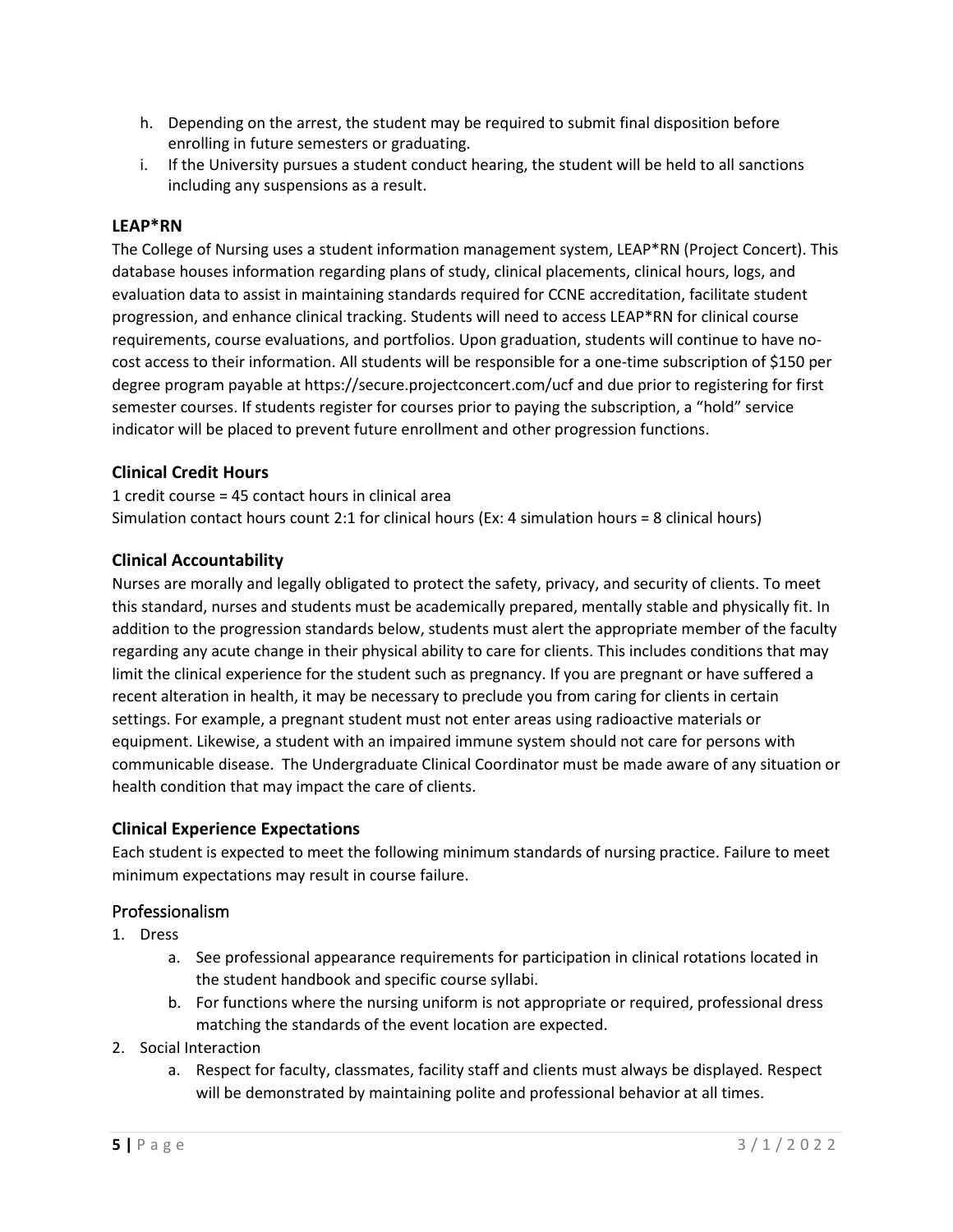h. Depending on the arrest, the student may be required to submit final disposition before enrolling in future semesters or graduating.

i. If the University pursues a student conduct hearing, the student will be held to all sanctions including any suspensions as a result.

### LEAP*RN

The College of Nursing uses a student information management system, LEAP*RN (Project Concert). This database houses information regarding plans of study, clinical placements, clinical hours, logs, and evaluation data to assist in maintaining standards required for CCNE accreditation, facilitate student progression, and enhance clinical tracking. Students will need to access LEAP*RN for clinical course requirements, course evaluations, and portfolios. Upon graduation, students will continue to have no-cost access to their information. All students will be responsible for a one-time subscription of $150 per degree program payable at https://secure.projectconcert.com/ucf and due prior to registering for first semester courses. If students register for courses prior to paying the subscription, a "hold" service indicator will be placed to prevent future enrollment and other progression functions.

### Clinical Credit Hours

1 credit course = 45 contact hours in clinical area
Simulation contact hours count 2:1 for clinical hours (Ex: 4 simulation hours = 8 clinical hours)

### Clinical Accountability

Nurses are morally and legally obligated to protect the safety, privacy, and security of clients. To meet this standard, nurses and students must be academically prepared, mentally stable and physically fit. In addition to the progression standards below, students must alert the appropriate member of the faculty regarding any acute change in their physical ability to care for clients. This includes conditions that may limit the clinical experience for the student such as pregnancy. If you are pregnant or have suffered a recent alteration in health, it may be necessary to preclude you from caring for clients in certain settings. For example, a pregnant student must not enter areas using radioactive materials or equipment. Likewise, a student with an impaired immune system should not care for persons with communicable disease. The Undergraduate Clinical Coordinator must be made aware of any situation or health condition that may impact the care of clients.

### Clinical Experience Expectations

Each student is expected to meet the following minimum standards of nursing practice. Failure to meet minimum expectations may result in course failure.

## Professionalism

1. Dress
   a. See professional appearance requirements for participation in clinical rotations located in the student handbook and specific course syllabi.
   b. For functions where the nursing uniform is not appropriate or required, professional dress matching the standards of the event location are expected.
2. Social Interaction
   a. Respect for faculty, classmates, facility staff and clients must always be displayed. Respect will be demonstrated by maintaining polite and professional behavior at all times.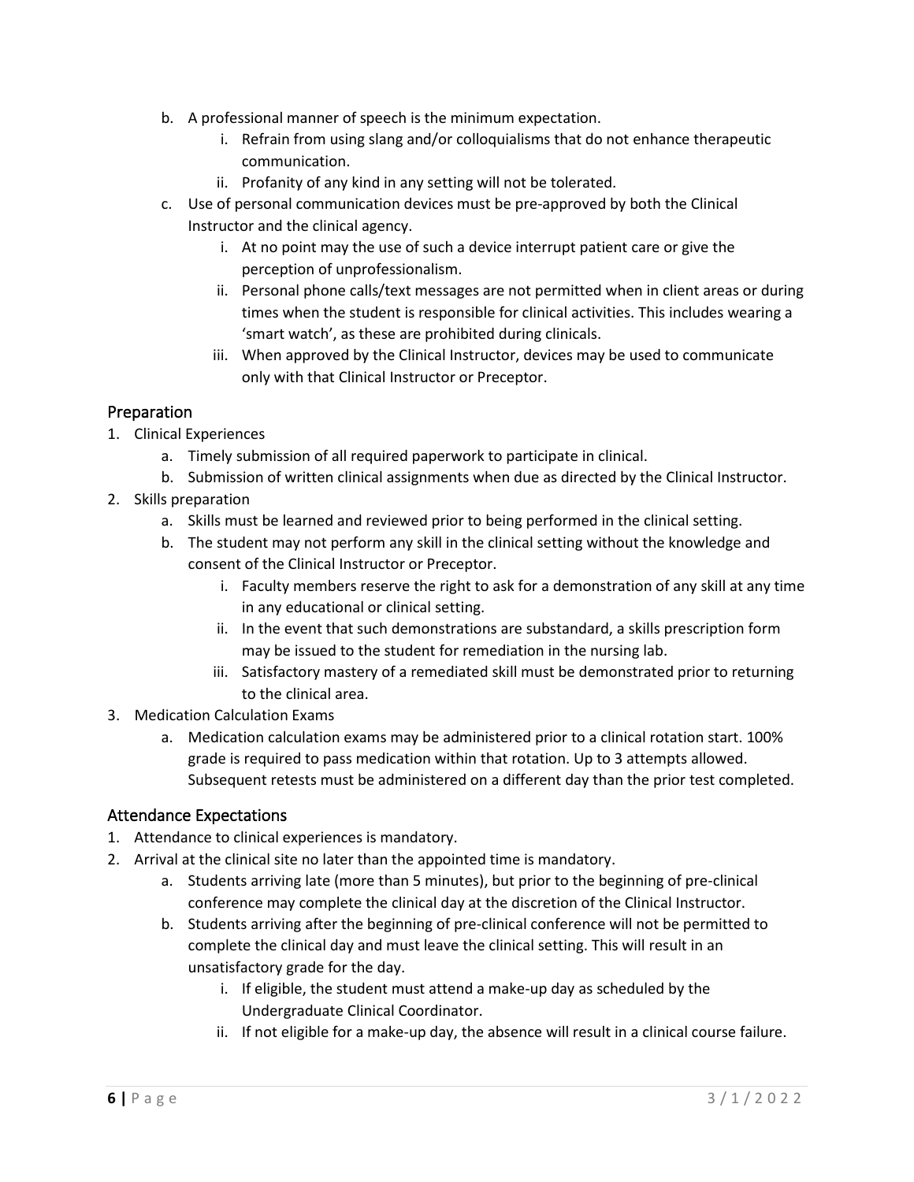b. A professional manner of speech is the minimum expectation.
      i. Refrain from using slang and/or colloquialisms that do not enhance therapeutic communication.
      ii. Profanity of any kind in any setting will not be tolerated.
   c. Use of personal communication devices must be pre-approved by both the Clinical Instructor and the clinical agency.
      i. At no point may the use of such a device interrupt patient care or give the perception of unprofessionalism.
      ii. Personal phone calls/text messages are not permitted when in client areas or during times when the student is responsible for clinical activities. This includes wearing a 'smart watch', as these are prohibited during clinicals.
      iii. When approved by the Clinical Instructor, devices may be used to communicate only with that Clinical Instructor or Preceptor.

## Preparation

1. Clinical Experiences
   a. Timely submission of all required paperwork to participate in clinical.
   b. Submission of written clinical assignments when due as directed by the Clinical Instructor.
2. Skills preparation
   a. Skills must be learned and reviewed prior to being performed in the clinical setting.
   b. The student may not perform any skill in the clinical setting without the knowledge and consent of the Clinical Instructor or Preceptor.
      i. Faculty members reserve the right to ask for a demonstration of any skill at any time in any educational or clinical setting.
      ii. In the event that such demonstrations are substandard, a skills prescription form may be issued to the student for remediation in the nursing lab.
      iii. Satisfactory mastery of a remediated skill must be demonstrated prior to returning to the clinical area.
3. Medication Calculation Exams
   a. Medication calculation exams may be administered prior to a clinical rotation start. 100% grade is required to pass medication within that rotation. Up to 3 attempts allowed. Subsequent retests must be administered on a different day than the prior test completed.

## Attendance Expectations

1. Attendance to clinical experiences is mandatory.
2. Arrival at the clinical site no later than the appointed time is mandatory.
   a. Students arriving late (more than 5 minutes), but prior to the beginning of pre-clinical conference may complete the clinical day at the discretion of the Clinical Instructor.
   b. Students arriving after the beginning of pre-clinical conference will not be permitted to complete the clinical day and must leave the clinical setting. This will result in an unsatisfactory grade for the day.
      i. If eligible, the student must attend a make-up day as scheduled by the Undergraduate Clinical Coordinator.
      ii. If not eligible for a make-up day, the absence will result in a clinical course failure.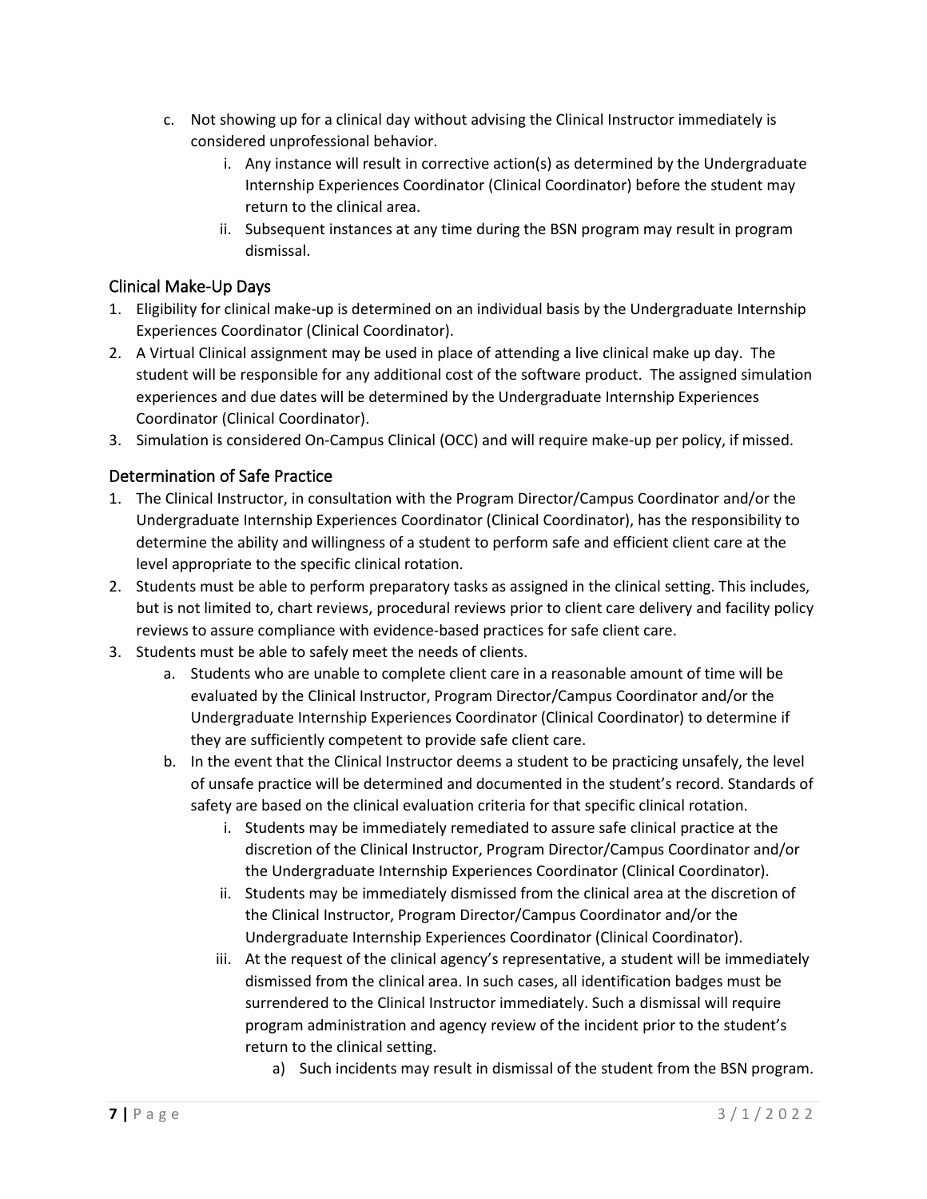c. Not showing up for a clinical day without advising the Clinical Instructor immediately is considered unprofessional behavior.
    i. Any instance will result in corrective action(s) as determined by the Undergraduate Internship Experiences Coordinator (Clinical Coordinator) before the student may return to the clinical area.
    ii. Subsequent instances at any time during the BSN program may result in program dismissal.

## Clinical Make-Up Days

1. Eligibility for clinical make-up is determined on an individual basis by the Undergraduate Internship Experiences Coordinator (Clinical Coordinator).
2. A Virtual Clinical assignment may be used in place of attending a live clinical make up day. The student will be responsible for any additional cost of the software product. The assigned simulation experiences and due dates will be determined by the Undergraduate Internship Experiences Coordinator (Clinical Coordinator).
3. Simulation is considered On-Campus Clinical (OCC) and will require make-up per policy, if missed.

## Determination of Safe Practice

1. The Clinical Instructor, in consultation with the Program Director/Campus Coordinator and/or the Undergraduate Internship Experiences Coordinator (Clinical Coordinator), has the responsibility to determine the ability and willingness of a student to perform safe and efficient client care at the level appropriate to the specific clinical rotation.
2. Students must be able to perform preparatory tasks as assigned in the clinical setting. This includes, but is not limited to, chart reviews, procedural reviews prior to client care delivery and facility policy reviews to assure compliance with evidence-based practices for safe client care.
3. Students must be able to safely meet the needs of clients.
    a. Students who are unable to complete client care in a reasonable amount of time will be evaluated by the Clinical Instructor, Program Director/Campus Coordinator and/or the Undergraduate Internship Experiences Coordinator (Clinical Coordinator) to determine if they are sufficiently competent to provide safe client care.
    b. In the event that the Clinical Instructor deems a student to be practicing unsafely, the level of unsafe practice will be determined and documented in the student's record. Standards of safety are based on the clinical evaluation criteria for that specific clinical rotation.
        i. Students may be immediately remediated to assure safe clinical practice at the discretion of the Clinical Instructor, Program Director/Campus Coordinator and/or the Undergraduate Internship Experiences Coordinator (Clinical Coordinator).
        ii. Students may be immediately dismissed from the clinical area at the discretion of the Clinical Instructor, Program Director/Campus Coordinator and/or the Undergraduate Internship Experiences Coordinator (Clinical Coordinator).
        iii. At the request of the clinical agency's representative, a student will be immediately dismissed from the clinical area. In such cases, all identification badges must be surrendered to the Clinical Instructor immediately. Such a dismissal will require program administration and agency review of the incident prior to the student's return to the clinical setting.
            a) Such incidents may result in dismissal of the student from the BSN program.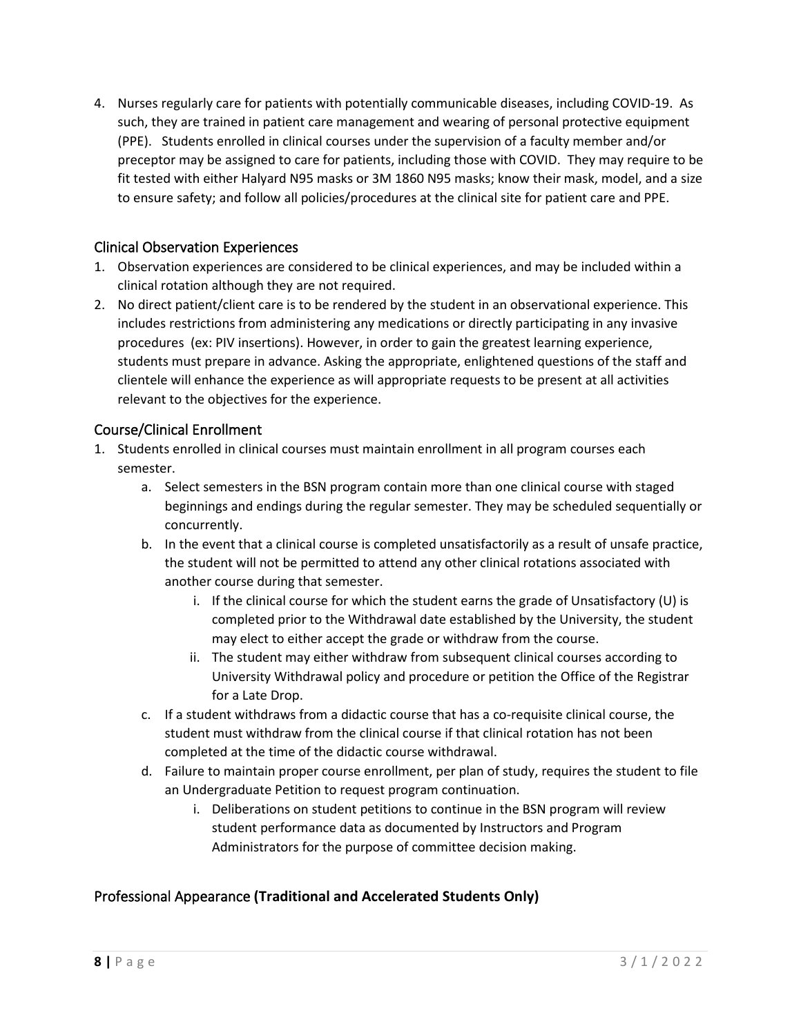4. Nurses regularly care for patients with potentially communicable diseases, including COVID-19. As such, they are trained in patient care management and wearing of personal protective equipment (PPE). Students enrolled in clinical courses under the supervision of a faculty member and/or preceptor may be assigned to care for patients, including those with COVID. They may require to be fit tested with either Halyard N95 masks or 3M 1860 N95 masks; know their mask, model, and a size to ensure safety; and follow all policies/procedures at the clinical site for patient care and PPE.

## Clinical Observation Experiences

1. Observation experiences are considered to be clinical experiences, and may be included within a clinical rotation although they are not required.
2. No direct patient/client care is to be rendered by the student in an observational experience. This includes restrictions from administering any medications or directly participating in any invasive procedures (ex: PIV insertions). However, in order to gain the greatest learning experience, students must prepare in advance. Asking the appropriate, enlightened questions of the staff and clientele will enhance the experience as will appropriate requests to be present at all activities relevant to the objectives for the experience.

## Course/Clinical Enrollment

1. Students enrolled in clinical courses must maintain enrollment in all program courses each semester.
    a. Select semesters in the BSN program contain more than one clinical course with staged beginnings and endings during the regular semester. They may be scheduled sequentially or concurrently.
    b. In the event that a clinical course is completed unsatisfactorily as a result of unsafe practice, the student will not be permitted to attend any other clinical rotations associated with another course during that semester.
        i. If the clinical course for which the student earns the grade of Unsatisfactory (U) is completed prior to the Withdrawal date established by the University, the student may elect to either accept the grade or withdraw from the course.
        ii. The student may either withdraw from subsequent clinical courses according to University Withdrawal policy and procedure or petition the Office of the Registrar for a Late Drop.
    c. If a student withdraws from a didactic course that has a co-requisite clinical course, the student must withdraw from the clinical course if that clinical rotation has not been completed at the time of the didactic course withdrawal.
    d. Failure to maintain proper course enrollment, per plan of study, requires the student to file an Undergraduate Petition to request program continuation.
        i. Deliberations on student petitions to continue in the BSN program will review student performance data as documented by Instructors and Program Administrators for the purpose of committee decision making.

## Professional Appearance **(Traditional and Accelerated Students Only)**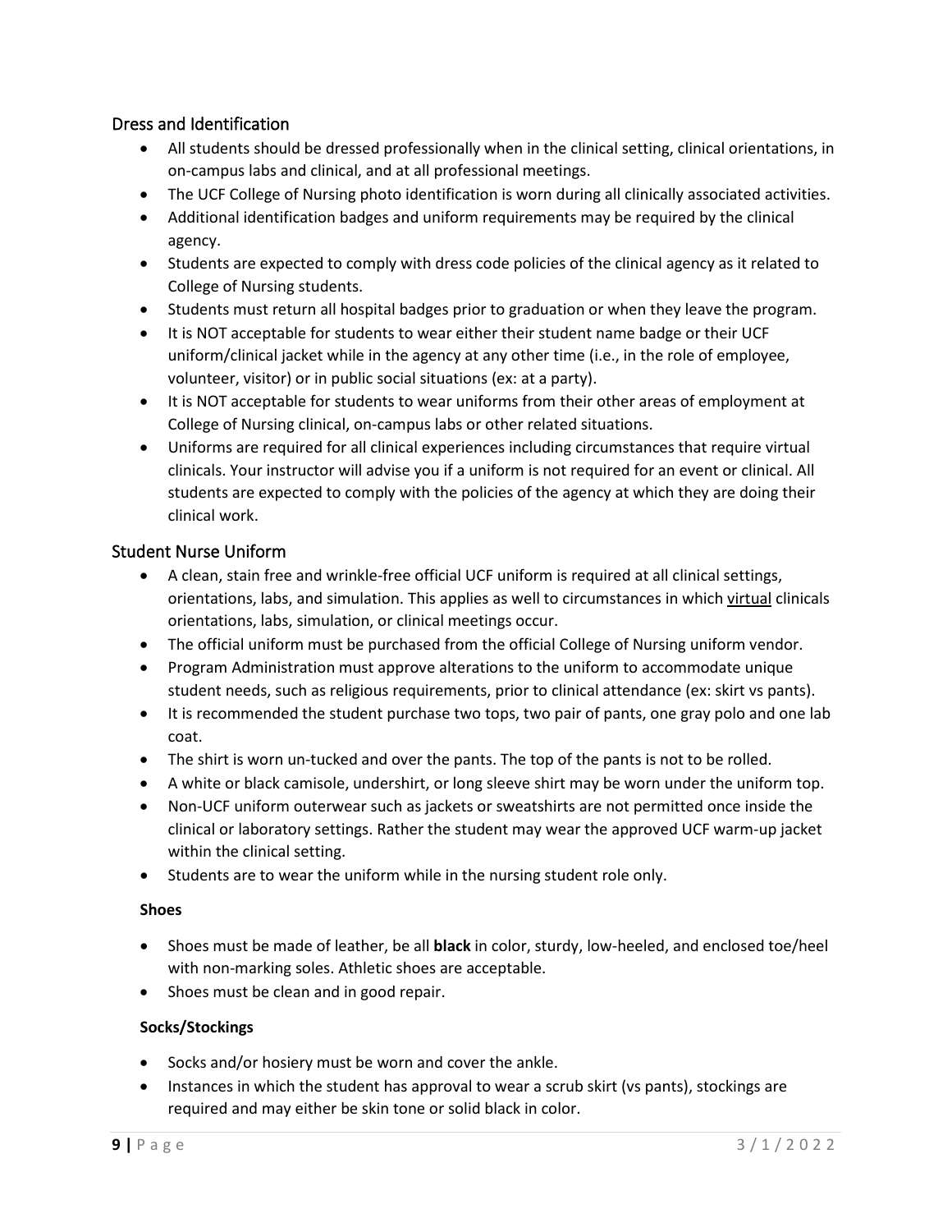## Dress and Identification

- All students should be dressed professionally when in the clinical setting, clinical orientations, in on-campus labs and clinical, and at all professional meetings.
- The UCF College of Nursing photo identification is worn during all clinically associated activities.
- Additional identification badges and uniform requirements may be required by the clinical agency.
- Students are expected to comply with dress code policies of the clinical agency as it related to College of Nursing students.
- Students must return all hospital badges prior to graduation or when they leave the program.
- It is NOT acceptable for students to wear either their student name badge or their UCF uniform/clinical jacket while in the agency at any other time (i.e., in the role of employee, volunteer, visitor) or in public social situations (ex: at a party).
- It is NOT acceptable for students to wear uniforms from their other areas of employment at College of Nursing clinical, on-campus labs or other related situations.
- Uniforms are required for all clinical experiences including circumstances that require virtual clinicals. Your instructor will advise you if a uniform is not required for an event or clinical. All students are expected to comply with the policies of the agency at which they are doing their clinical work.

## Student Nurse Uniform

- A clean, stain free and wrinkle-free official UCF uniform is required at all clinical settings, orientations, labs, and simulation. This applies as well to circumstances in which virtual clinicals orientations, labs, simulation, or clinical meetings occur.
- The official uniform must be purchased from the official College of Nursing uniform vendor.
- Program Administration must approve alterations to the uniform to accommodate unique student needs, such as religious requirements, prior to clinical attendance (ex: skirt vs pants).
- It is recommended the student purchase two tops, two pair of pants, one gray polo and one lab coat.
- The shirt is worn un-tucked and over the pants. The top of the pants is not to be rolled.
- A white or black camisole, undershirt, or long sleeve shirt may be worn under the uniform top.
- Non-UCF uniform outerwear such as jackets or sweatshirts are not permitted once inside the clinical or laboratory settings. Rather the student may wear the approved UCF warm-up jacket within the clinical setting.
- Students are to wear the uniform while in the nursing student role only.

### Shoes

- Shoes must be made of leather, be all **black** in color, sturdy, low-heeled, and enclosed toe/heel with non-marking soles. Athletic shoes are acceptable.
- Shoes must be clean and in good repair.

### Socks/Stockings

- Socks and/or hosiery must be worn and cover the ankle.
- Instances in which the student has approval to wear a scrub skirt (vs pants), stockings are required and may either be skin tone or solid black in color.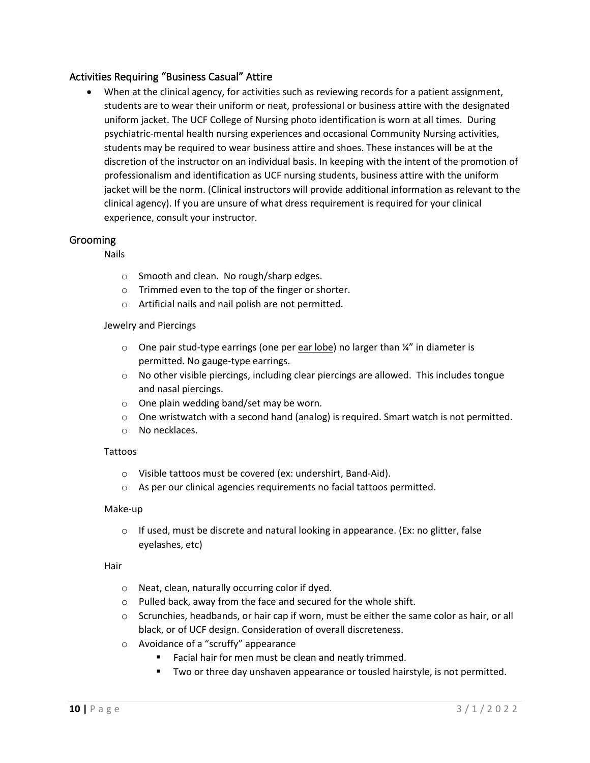## Activities Requiring "Business Casual" Attire

- When at the clinical agency, for activities such as reviewing records for a patient assignment, students are to wear their uniform or neat, professional or business attire with the designated uniform jacket. The UCF College of Nursing photo identification is worn at all times. During psychiatric-mental health nursing experiences and occasional Community Nursing activities, students may be required to wear business attire and shoes. These instances will be at the discretion of the instructor on an individual basis. In keeping with the intent of the promotion of professionalism and identification as UCF nursing students, business attire with the uniform jacket will be the norm. (Clinical instructors will provide additional information as relevant to the clinical agency). If you are unsure of what dress requirement is required for your clinical experience, consult your instructor.

## Grooming

Nails

- Smooth and clean. No rough/sharp edges.
- Trimmed even to the top of the finger or shorter.
- Artificial nails and nail polish are not permitted.

Jewelry and Piercings

- One pair stud-type earrings (one per <u>ear lobe</u>) no larger than ¼" in diameter is permitted. No gauge-type earrings.
- No other visible piercings, including clear piercings are allowed. This includes tongue and nasal piercings.
- One plain wedding band/set may be worn.
- One wristwatch with a second hand (analog) is required. Smart watch is not permitted.
- No necklaces.

Tattoos

- Visible tattoos must be covered (ex: undershirt, Band-Aid).
- As per our clinical agencies requirements no facial tattoos permitted.

Make-up

- If used, must be discrete and natural looking in appearance. (Ex: no glitter, false eyelashes, etc)

Hair

- Neat, clean, naturally occurring color if dyed.
- Pulled back, away from the face and secured for the whole shift.
- Scrunchies, headbands, or hair cap if worn, must be either the same color as hair, or all black, or of UCF design. Consideration of overall discreteness.
- Avoidance of a "scruffy" appearance
  - Facial hair for men must be clean and neatly trimmed.
  - Two or three day unshaven appearance or tousled hairstyle, is not permitted.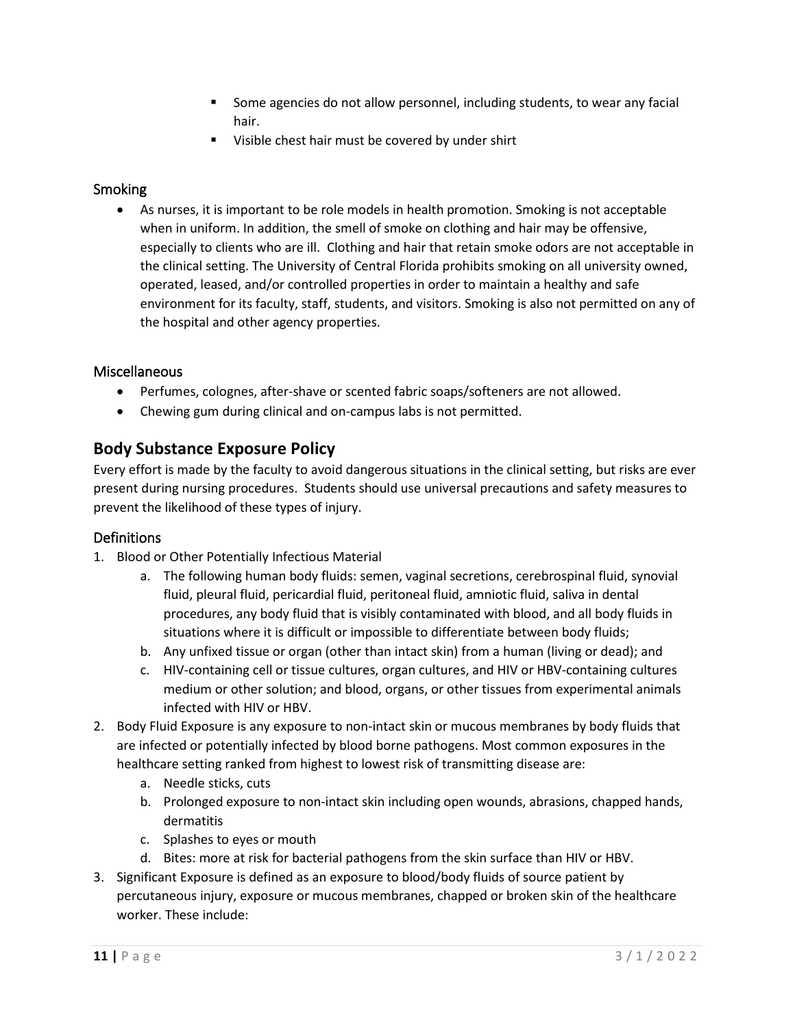- Some agencies do not allow personnel, including students, to wear any facial hair.
- Visible chest hair must be covered by under shirt

### Smoking

- As nurses, it is important to be role models in health promotion. Smoking is not acceptable when in uniform. In addition, the smell of smoke on clothing and hair may be offensive, especially to clients who are ill. Clothing and hair that retain smoke odors are not acceptable in the clinical setting. The University of Central Florida prohibits smoking on all university owned, operated, leased, and/or controlled properties in order to maintain a healthy and safe environment for its faculty, staff, students, and visitors. Smoking is also not permitted on any of the hospital and other agency properties.

### Miscellaneous

- Perfumes, colognes, after-shave or scented fabric soaps/softeners are not allowed.
- Chewing gum during clinical and on-campus labs is not permitted.

## Body Substance Exposure Policy

Every effort is made by the faculty to avoid dangerous situations in the clinical setting, but risks are ever present during nursing procedures. Students should use universal precautions and safety measures to prevent the likelihood of these types of injury.

### Definitions

1. Blood or Other Potentially Infectious Material
   a. The following human body fluids: semen, vaginal secretions, cerebrospinal fluid, synovial fluid, pleural fluid, pericardial fluid, peritoneal fluid, amniotic fluid, saliva in dental procedures, any body fluid that is visibly contaminated with blood, and all body fluids in situations where it is difficult or impossible to differentiate between body fluids;
   b. Any unfixed tissue or organ (other than intact skin) from a human (living or dead); and
   c. HIV-containing cell or tissue cultures, organ cultures, and HIV or HBV-containing cultures medium or other solution; and blood, organs, or other tissues from experimental animals infected with HIV or HBV.
2. Body Fluid Exposure is any exposure to non-intact skin or mucous membranes by body fluids that are infected or potentially infected by blood borne pathogens. Most common exposures in the healthcare setting ranked from highest to lowest risk of transmitting disease are:
   a. Needle sticks, cuts
   b. Prolonged exposure to non-intact skin including open wounds, abrasions, chapped hands, dermatitis
   c. Splashes to eyes or mouth
   d. Bites: more at risk for bacterial pathogens from the skin surface than HIV or HBV.
3. Significant Exposure is defined as an exposure to blood/body fluids of source patient by percutaneous injury, exposure or mucous membranes, chapped or broken skin of the healthcare worker. These include: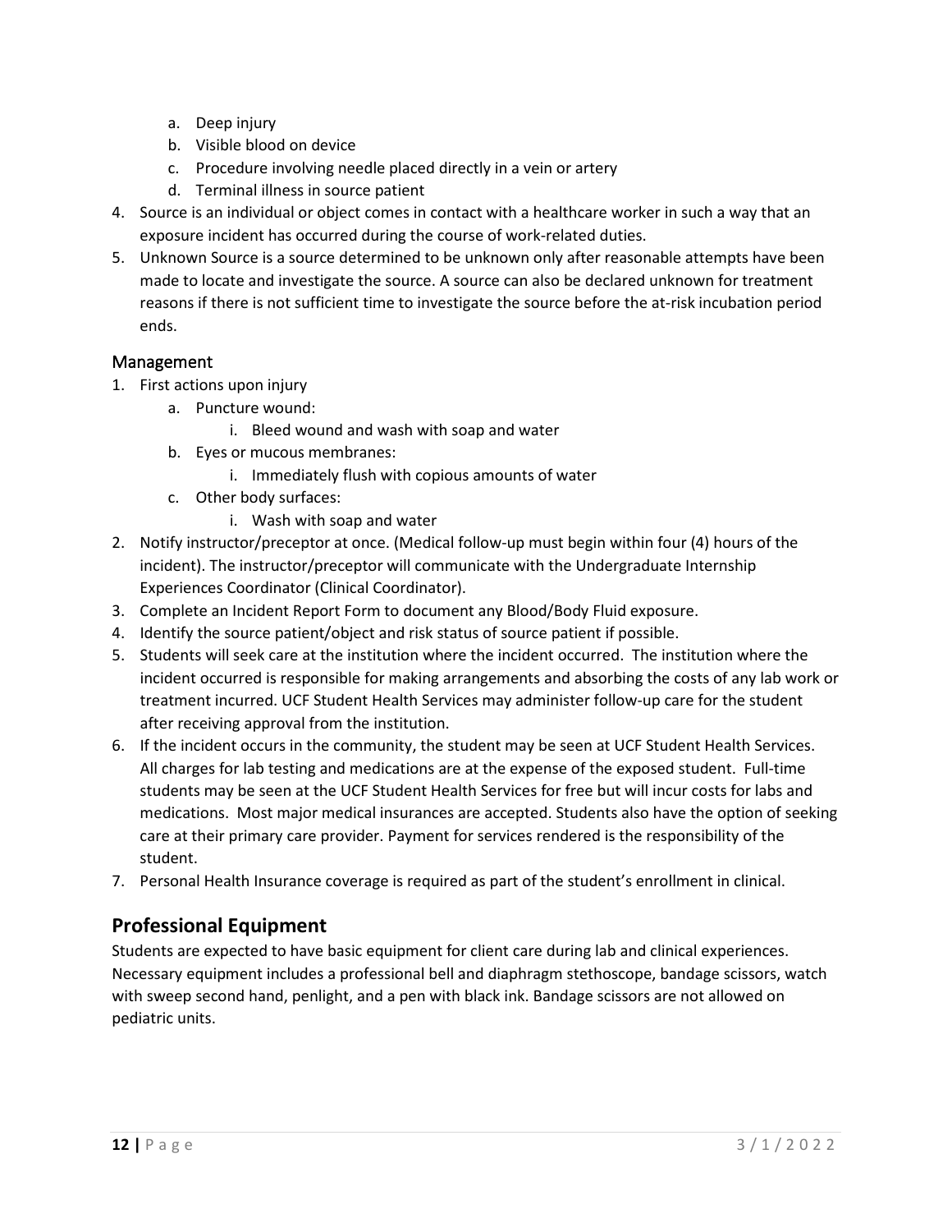a. Deep injury
   b. Visible blood on device
   c. Procedure involving needle placed directly in a vein or artery
   d. Terminal illness in source patient
4. Source is an individual or object comes in contact with a healthcare worker in such a way that an exposure incident has occurred during the course of work-related duties.
5. Unknown Source is a source determined to be unknown only after reasonable attempts have been made to locate and investigate the source. A source can also be declared unknown for treatment reasons if there is not sufficient time to investigate the source before the at-risk incubation period ends.

### Management

1. First actions upon injury
   a. Puncture wound:
      i. Bleed wound and wash with soap and water
   b. Eyes or mucous membranes:
      i. Immediately flush with copious amounts of water
   c. Other body surfaces:
      i. Wash with soap and water
2. Notify instructor/preceptor at once. (Medical follow-up must begin within four (4) hours of the incident). The instructor/preceptor will communicate with the Undergraduate Internship Experiences Coordinator (Clinical Coordinator).
3. Complete an Incident Report Form to document any Blood/Body Fluid exposure.
4. Identify the source patient/object and risk status of source patient if possible.
5. Students will seek care at the institution where the incident occurred. The institution where the incident occurred is responsible for making arrangements and absorbing the costs of any lab work or treatment incurred. UCF Student Health Services may administer follow-up care for the student after receiving approval from the institution.
6. If the incident occurs in the community, the student may be seen at UCF Student Health Services. All charges for lab testing and medications are at the expense of the exposed student. Full-time students may be seen at the UCF Student Health Services for free but will incur costs for labs and medications. Most major medical insurances are accepted. Students also have the option of seeking care at their primary care provider. Payment for services rendered is the responsibility of the student.
7. Personal Health Insurance coverage is required as part of the student's enrollment in clinical.

## Professional Equipment

Students are expected to have basic equipment for client care during lab and clinical experiences. Necessary equipment includes a professional bell and diaphragm stethoscope, bandage scissors, watch with sweep second hand, penlight, and a pen with black ink. Bandage scissors are not allowed on pediatric units.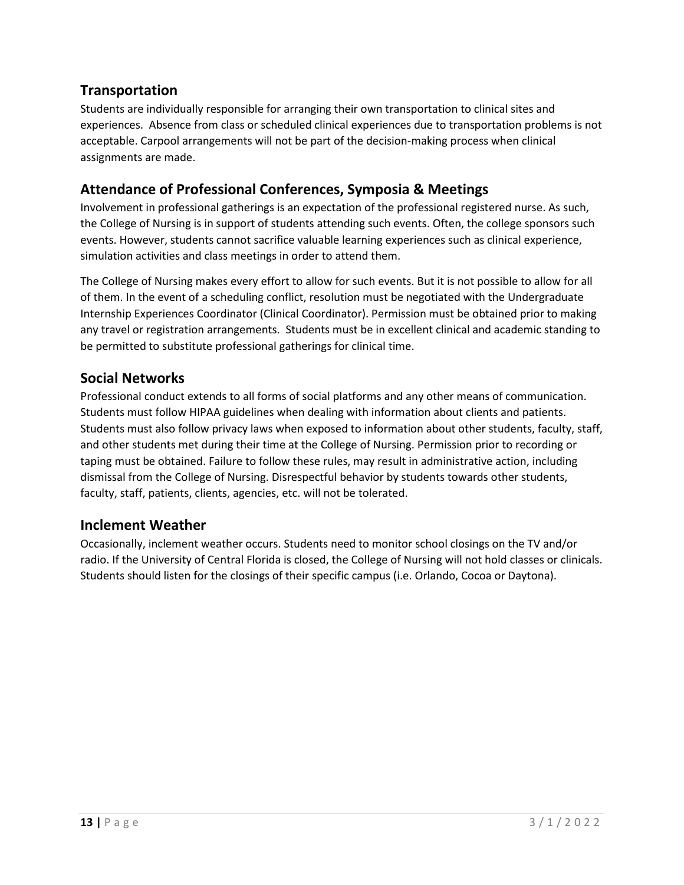## Transportation

Students are individually responsible for arranging their own transportation to clinical sites and experiences. Absence from class or scheduled clinical experiences due to transportation problems is not acceptable. Carpool arrangements will not be part of the decision-making process when clinical assignments are made.

## Attendance of Professional Conferences, Symposia & Meetings

Involvement in professional gatherings is an expectation of the professional registered nurse. As such, the College of Nursing is in support of students attending such events. Often, the college sponsors such events. However, students cannot sacrifice valuable learning experiences such as clinical experience, simulation activities and class meetings in order to attend them.

The College of Nursing makes every effort to allow for such events. But it is not possible to allow for all of them. In the event of a scheduling conflict, resolution must be negotiated with the Undergraduate Internship Experiences Coordinator (Clinical Coordinator). Permission must be obtained prior to making any travel or registration arrangements. Students must be in excellent clinical and academic standing to be permitted to substitute professional gatherings for clinical time.

## Social Networks

Professional conduct extends to all forms of social platforms and any other means of communication. Students must follow HIPAA guidelines when dealing with information about clients and patients. Students must also follow privacy laws when exposed to information about other students, faculty, staff, and other students met during their time at the College of Nursing. Permission prior to recording or taping must be obtained. Failure to follow these rules, may result in administrative action, including dismissal from the College of Nursing. Disrespectful behavior by students towards other students, faculty, staff, patients, clients, agencies, etc. will not be tolerated.

## Inclement Weather

Occasionally, inclement weather occurs. Students need to monitor school closings on the TV and/or radio. If the University of Central Florida is closed, the College of Nursing will not hold classes or clinicals. Students should listen for the closings of their specific campus (i.e. Orlando, Cocoa or Daytona).